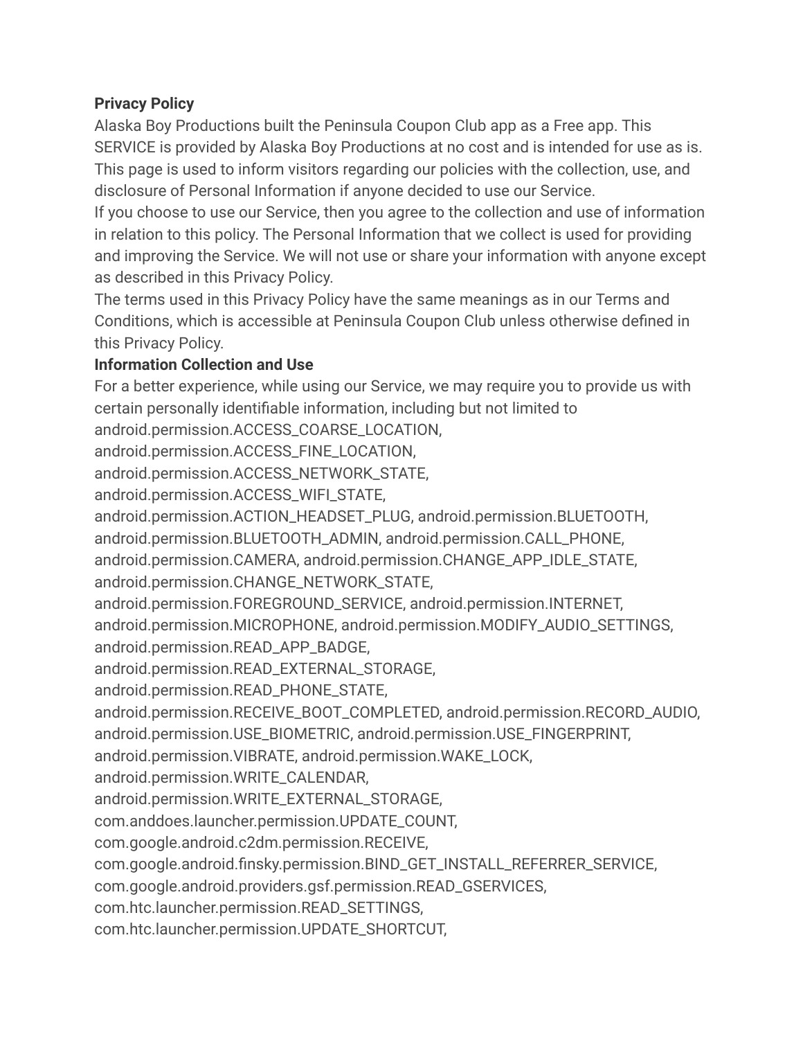**Privacy Policy**

Alaska Boy Productions built the Peninsula Coupon Club app as a Free app. This SERVICE is provided by Alaska Boy Productions at no cost and is intended for use as is. This page is used to inform visitors regarding our policies with the collection, use, and disclosure of Personal Information if anyone decided to use our Service.

If you choose to use our Service, then you agree to the collection and use of information in relation to this policy. The Personal Information that we collect is used for providing and improving the Service. We will not use or share your information with anyone except as described in this Privacy Policy.

The terms used in this Privacy Policy have the same meanings as in our Terms and Conditions, which is accessible at Peninsula Coupon Club unless otherwise defined in this Privacy Policy.

**Information Collection and Use**

For a better experience, while using our Service, we may require you to provide us with certain personally identifiable information, including but not limited to android.permission.ACCESS_COARSE_LOCATION, android.permission.ACCESS_FINE_LOCATION, android.permission.ACCESS_NETWORK_STATE, android.permission.ACCESS_WIFI_STATE, android.permission.ACTION_HEADSET_PLUG, android.permission.BLUETOOTH, android.permission.BLUETOOTH_ADMIN, android.permission.CALL_PHONE, android.permission.CAMERA, android.permission.CHANGE_APP_IDLE_STATE, android.permission.CHANGE_NETWORK_STATE, android.permission.FOREGROUND_SERVICE, android.permission.INTERNET, android.permission.MICROPHONE, android.permission.MODIFY_AUDIO_SETTINGS, android.permission.READ_APP_BADGE, android.permission.READ_EXTERNAL_STORAGE, android.permission.READ_PHONE_STATE, android.permission.RECEIVE_BOOT_COMPLETED, android.permission.RECORD_AUDIO, android.permission.USE_BIOMETRIC, android.permission.USE_FINGERPRINT, android.permission.VIBRATE, android.permission.WAKE_LOCK, android.permission.WRITE_CALENDAR, android.permission.WRITE_EXTERNAL_STORAGE, com.anddoes.launcher.permission.UPDATE_COUNT, com.google.android.c2dm.permission.RECEIVE, com.google.android.finsky.permission.BIND_GET_INSTALL_REFERRER_SERVICE, com.google.android.providers.gsf.permission.READ_GSERVICES, com.htc.launcher.permission.READ_SETTINGS, com.htc.launcher.permission.UPDATE_SHORTCUT,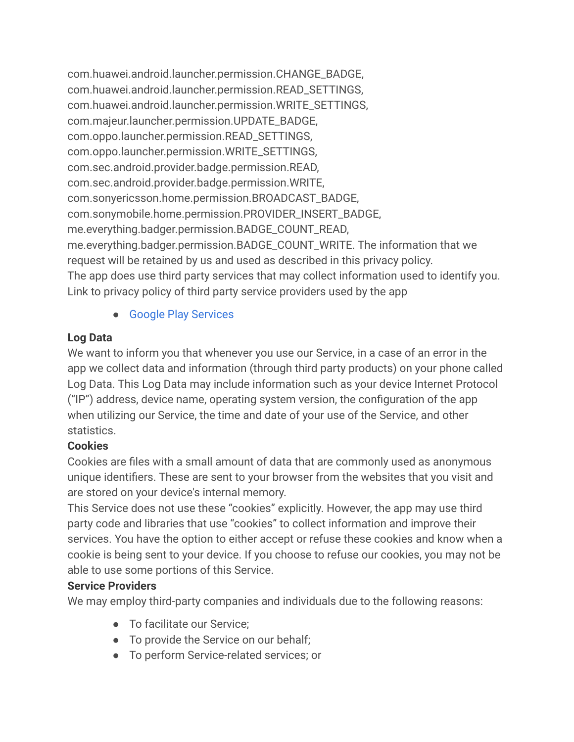com.huawei.android.launcher.permission.CHANGE_BADGE,
com.huawei.android.launcher.permission.READ_SETTINGS,
com.huawei.android.launcher.permission.WRITE_SETTINGS,
com.majeur.launcher.permission.UPDATE_BADGE,
com.oppo.launcher.permission.READ_SETTINGS,
com.oppo.launcher.permission.WRITE_SETTINGS,
com.sec.android.provider.badge.permission.READ,
com.sec.android.provider.badge.permission.WRITE,
com.sonyericsson.home.permission.BROADCAST_BADGE,
com.sonymobile.home.permission.PROVIDER_INSERT_BADGE,
me.everything.badger.permission.BADGE_COUNT_READ,
me.everything.badger.permission.BADGE_COUNT_WRITE. The information that we request will be retained by us and used as described in this privacy policy.
The app does use third party services that may collect information used to identify you.
Link to privacy policy of third party service providers used by the app

- Google Play Services

**Log Data**

We want to inform you that whenever you use our Service, in a case of an error in the app we collect data and information (through third party products) on your phone called Log Data. This Log Data may include information such as your device Internet Protocol ("IP") address, device name, operating system version, the configuration of the app when utilizing our Service, the time and date of your use of the Service, and other statistics.

**Cookies**

Cookies are files with a small amount of data that are commonly used as anonymous unique identifiers. These are sent to your browser from the websites that you visit and are stored on your device's internal memory.
This Service does not use these "cookies" explicitly. However, the app may use third party code and libraries that use "cookies" to collect information and improve their services. You have the option to either accept or refuse these cookies and know when a cookie is being sent to your device. If you choose to refuse our cookies, you may not be able to use some portions of this Service.

**Service Providers**

We may employ third-party companies and individuals due to the following reasons:

- To facilitate our Service;
- To provide the Service on our behalf;
- To perform Service-related services; or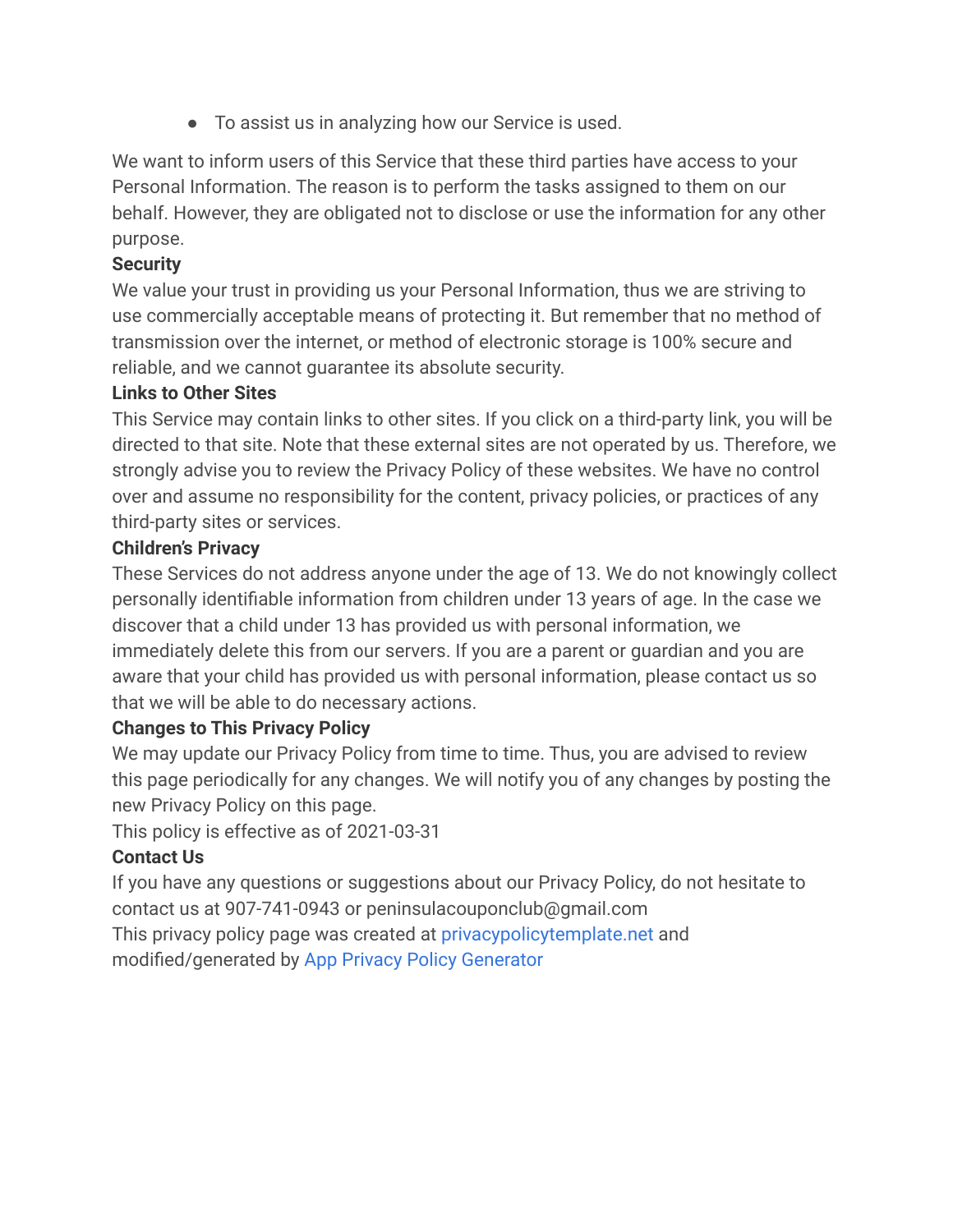- To assist us in analyzing how our Service is used.

We want to inform users of this Service that these third parties have access to your Personal Information. The reason is to perform the tasks assigned to them on our behalf. However, they are obligated not to disclose or use the information for any other purpose.

**Security**

We value your trust in providing us your Personal Information, thus we are striving to use commercially acceptable means of protecting it. But remember that no method of transmission over the internet, or method of electronic storage is 100% secure and reliable, and we cannot guarantee its absolute security.

**Links to Other Sites**

This Service may contain links to other sites. If you click on a third-party link, you will be directed to that site. Note that these external sites are not operated by us. Therefore, we strongly advise you to review the Privacy Policy of these websites. We have no control over and assume no responsibility for the content, privacy policies, or practices of any third-party sites or services.

**Children's Privacy**

These Services do not address anyone under the age of 13. We do not knowingly collect personally identifiable information from children under 13 years of age. In the case we discover that a child under 13 has provided us with personal information, we immediately delete this from our servers. If you are a parent or guardian and you are aware that your child has provided us with personal information, please contact us so that we will be able to do necessary actions.

**Changes to This Privacy Policy**

We may update our Privacy Policy from time to time. Thus, you are advised to review this page periodically for any changes. We will notify you of any changes by posting the new Privacy Policy on this page.

This policy is effective as of 2021-03-31

**Contact Us**

If you have any questions or suggestions about our Privacy Policy, do not hesitate to contact us at 907-741-0943 or peninsulacouponclub@gmail.com

This privacy policy page was created at [privacypolicytemplate.net]() and modified/generated by [App Privacy Policy Generator]()